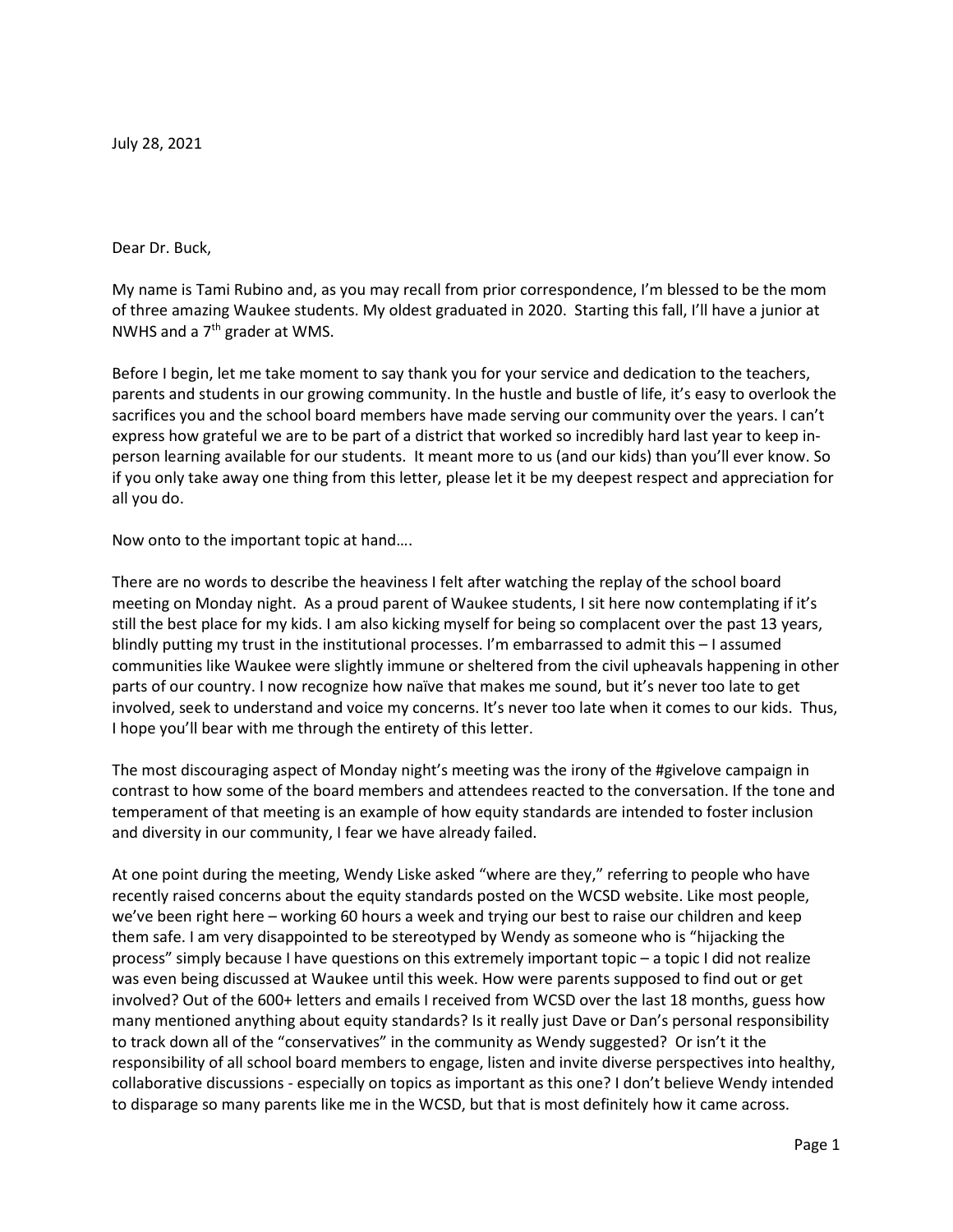July 28, 2021

Dear Dr. Buck,

My name is Tami Rubino and, as you may recall from prior correspondence, I'm blessed to be the mom of three amazing Waukee students. My oldest graduated in 2020. Starting this fall, I'll have a junior at NWHS and a 7th grader at WMS.

Before I begin, let me take moment to say thank you for your service and dedication to the teachers, parents and students in our growing community. In the hustle and bustle of life, it's easy to overlook the sacrifices you and the school board members have made serving our community over the years. I can't express how grateful we are to be part of a district that worked so incredibly hard last year to keep in-person learning available for our students. It meant more to us (and our kids) than you'll ever know. So if you only take away one thing from this letter, please let it be my deepest respect and appreciation for all you do.

Now onto to the important topic at hand….

There are no words to describe the heaviness I felt after watching the replay of the school board meeting on Monday night. As a proud parent of Waukee students, I sit here now contemplating if it's still the best place for my kids. I am also kicking myself for being so complacent over the past 13 years, blindly putting my trust in the institutional processes. I'm embarrassed to admit this – I assumed communities like Waukee were slightly immune or sheltered from the civil upheavals happening in other parts of our country. I now recognize how naïve that makes me sound, but it's never too late to get involved, seek to understand and voice my concerns. It's never too late when it comes to our kids. Thus, I hope you'll bear with me through the entirety of this letter.

The most discouraging aspect of Monday night's meeting was the irony of the #givelove campaign in contrast to how some of the board members and attendees reacted to the conversation. If the tone and temperament of that meeting is an example of how equity standards are intended to foster inclusion and diversity in our community, I fear we have already failed.

At one point during the meeting, Wendy Liske asked "where are they," referring to people who have recently raised concerns about the equity standards posted on the WCSD website. Like most people, we've been right here – working 60 hours a week and trying our best to raise our children and keep them safe. I am very disappointed to be stereotyped by Wendy as someone who is "hijacking the process" simply because I have questions on this extremely important topic – a topic I did not realize was even being discussed at Waukee until this week. How were parents supposed to find out or get involved? Out of the 600+ letters and emails I received from WCSD over the last 18 months, guess how many mentioned anything about equity standards? Is it really just Dave or Dan's personal responsibility to track down all of the "conservatives" in the community as Wendy suggested? Or isn't it the responsibility of all school board members to engage, listen and invite diverse perspectives into healthy, collaborative discussions - especially on topics as important as this one? I don't believe Wendy intended to disparage so many parents like me in the WCSD, but that is most definitely how it came across.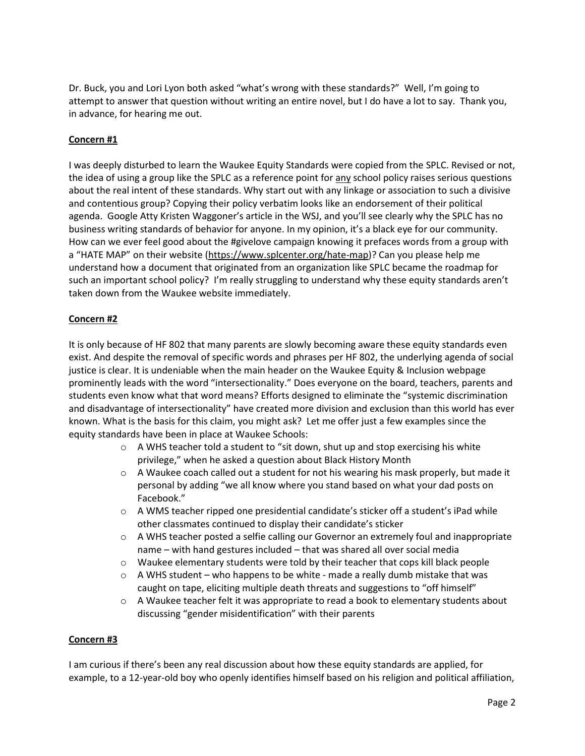Dr. Buck, you and Lori Lyon both asked "what's wrong with these standards?" Well, I'm going to attempt to answer that question without writing an entire novel, but I do have a lot to say. Thank you, in advance, for hearing me out.

**Concern #1**

I was deeply disturbed to learn the Waukee Equity Standards were copied from the SPLC. Revised or not, the idea of using a group like the SPLC as a reference point for any school policy raises serious questions about the real intent of these standards. Why start out with any linkage or association to such a divisive and contentious group? Copying their policy verbatim looks like an endorsement of their political agenda. Google Atty Kristen Waggoner's article in the WSJ, and you'll see clearly why the SPLC has no business writing standards of behavior for anyone. In my opinion, it's a black eye for our community. How can we ever feel good about the #givelove campaign knowing it prefaces words from a group with a "HATE MAP" on their website (https://www.splcenter.org/hate-map)? Can you please help me understand how a document that originated from an organization like SPLC became the roadmap for such an important school policy? I'm really struggling to understand why these equity standards aren't taken down from the Waukee website immediately.

**Concern #2**

It is only because of HF 802 that many parents are slowly becoming aware these equity standards even exist. And despite the removal of specific words and phrases per HF 802, the underlying agenda of social justice is clear. It is undeniable when the main header on the Waukee Equity & Inclusion webpage prominently leads with the word "intersectionality." Does everyone on the board, teachers, parents and students even know what that word means? Efforts designed to eliminate the "systemic discrimination and disadvantage of intersectionality" have created more division and exclusion than this world has ever known. What is the basis for this claim, you might ask? Let me offer just a few examples since the equity standards have been in place at Waukee Schools:

- A WHS teacher told a student to "sit down, shut up and stop exercising his white privilege," when he asked a question about Black History Month
- A Waukee coach called out a student for not his wearing his mask properly, but made it personal by adding "we all know where you stand based on what your dad posts on Facebook."
- A WMS teacher ripped one presidential candidate's sticker off a student's iPad while other classmates continued to display their candidate's sticker
- A WHS teacher posted a selfie calling our Governor an extremely foul and inappropriate name – with hand gestures included – that was shared all over social media
- Waukee elementary students were told by their teacher that cops kill black people
- A WHS student – who happens to be white - made a really dumb mistake that was caught on tape, eliciting multiple death threats and suggestions to "off himself"
- A Waukee teacher felt it was appropriate to read a book to elementary students about discussing "gender misidentification" with their parents

**Concern #3**

I am curious if there's been any real discussion about how these equity standards are applied, for example, to a 12-year-old boy who openly identifies himself based on his religion and political affiliation,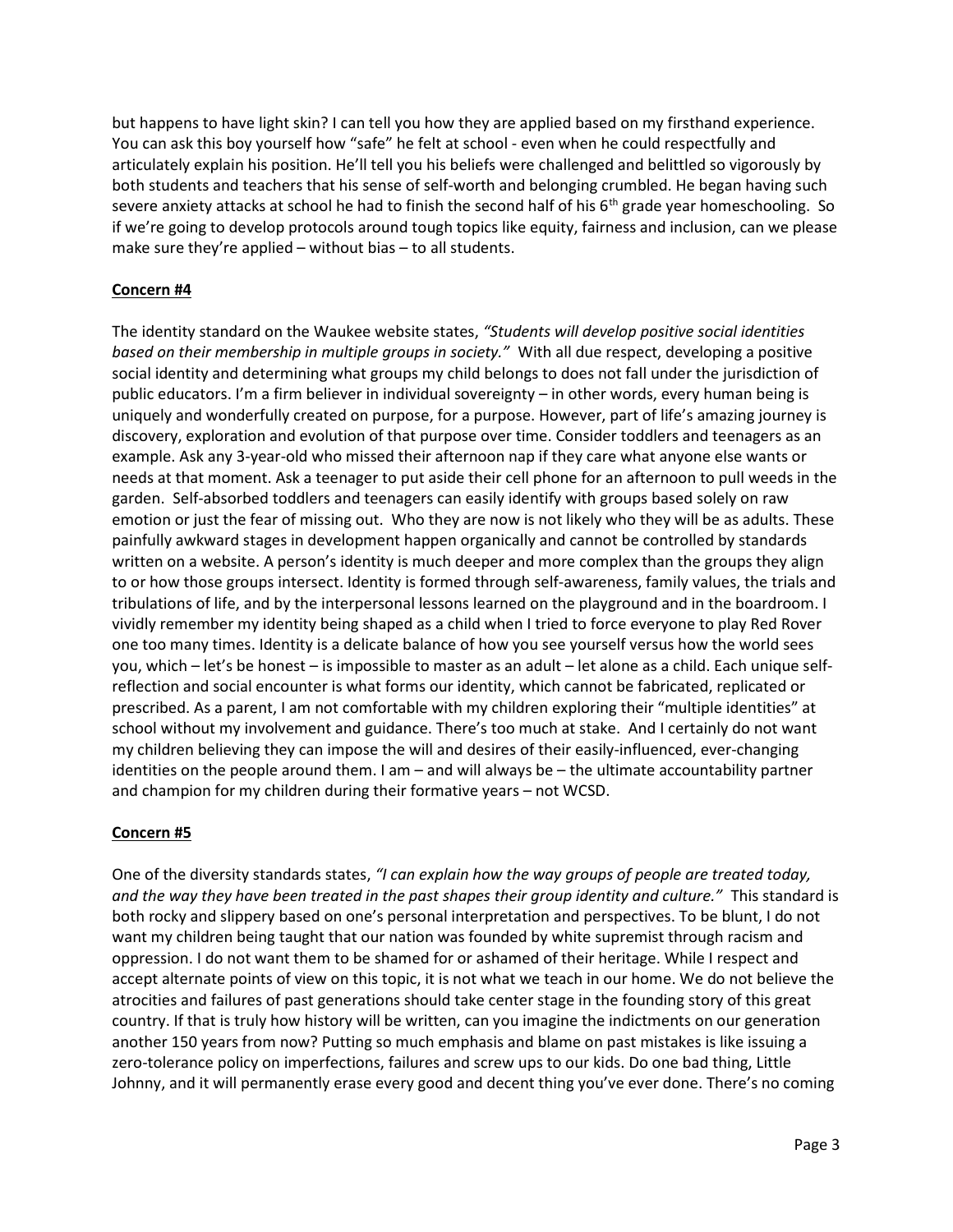but happens to have light skin? I can tell you how they are applied based on my firsthand experience. You can ask this boy yourself how "safe" he felt at school - even when he could respectfully and articulately explain his position. He'll tell you his beliefs were challenged and belittled so vigorously by both students and teachers that his sense of self-worth and belonging crumbled. He began having such severe anxiety attacks at school he had to finish the second half of his 6th grade year homeschooling. So if we're going to develop protocols around tough topics like equity, fairness and inclusion, can we please make sure they're applied – without bias – to all students.

**Concern #4**

The identity standard on the Waukee website states, *"Students will develop positive social identities based on their membership in multiple groups in society."* With all due respect, developing a positive social identity and determining what groups my child belongs to does not fall under the jurisdiction of public educators. I'm a firm believer in individual sovereignty – in other words, every human being is uniquely and wonderfully created on purpose, for a purpose. However, part of life's amazing journey is discovery, exploration and evolution of that purpose over time. Consider toddlers and teenagers as an example. Ask any 3-year-old who missed their afternoon nap if they care what anyone else wants or needs at that moment. Ask a teenager to put aside their cell phone for an afternoon to pull weeds in the garden. Self-absorbed toddlers and teenagers can easily identify with groups based solely on raw emotion or just the fear of missing out. Who they are now is not likely who they will be as adults. These painfully awkward stages in development happen organically and cannot be controlled by standards written on a website. A person's identity is much deeper and more complex than the groups they align to or how those groups intersect. Identity is formed through self-awareness, family values, the trials and tribulations of life, and by the interpersonal lessons learned on the playground and in the boardroom. I vividly remember my identity being shaped as a child when I tried to force everyone to play Red Rover one too many times. Identity is a delicate balance of how you see yourself versus how the world sees you, which – let's be honest – is impossible to master as an adult – let alone as a child. Each unique self-reflection and social encounter is what forms our identity, which cannot be fabricated, replicated or prescribed. As a parent, I am not comfortable with my children exploring their "multiple identities" at school without my involvement and guidance. There's too much at stake. And I certainly do not want my children believing they can impose the will and desires of their easily-influenced, ever-changing identities on the people around them. I am – and will always be – the ultimate accountability partner and champion for my children during their formative years – not WCSD.

**Concern #5**

One of the diversity standards states, *"I can explain how the way groups of people are treated today, and the way they have been treated in the past shapes their group identity and culture."* This standard is both rocky and slippery based on one's personal interpretation and perspectives. To be blunt, I do not want my children being taught that our nation was founded by white supremist through racism and oppression. I do not want them to be shamed for or ashamed of their heritage. While I respect and accept alternate points of view on this topic, it is not what we teach in our home. We do not believe the atrocities and failures of past generations should take center stage in the founding story of this great country. If that is truly how history will be written, can you imagine the indictments on our generation another 150 years from now? Putting so much emphasis and blame on past mistakes is like issuing a zero-tolerance policy on imperfections, failures and screw ups to our kids. Do one bad thing, Little Johnny, and it will permanently erase every good and decent thing you've ever done. There's no coming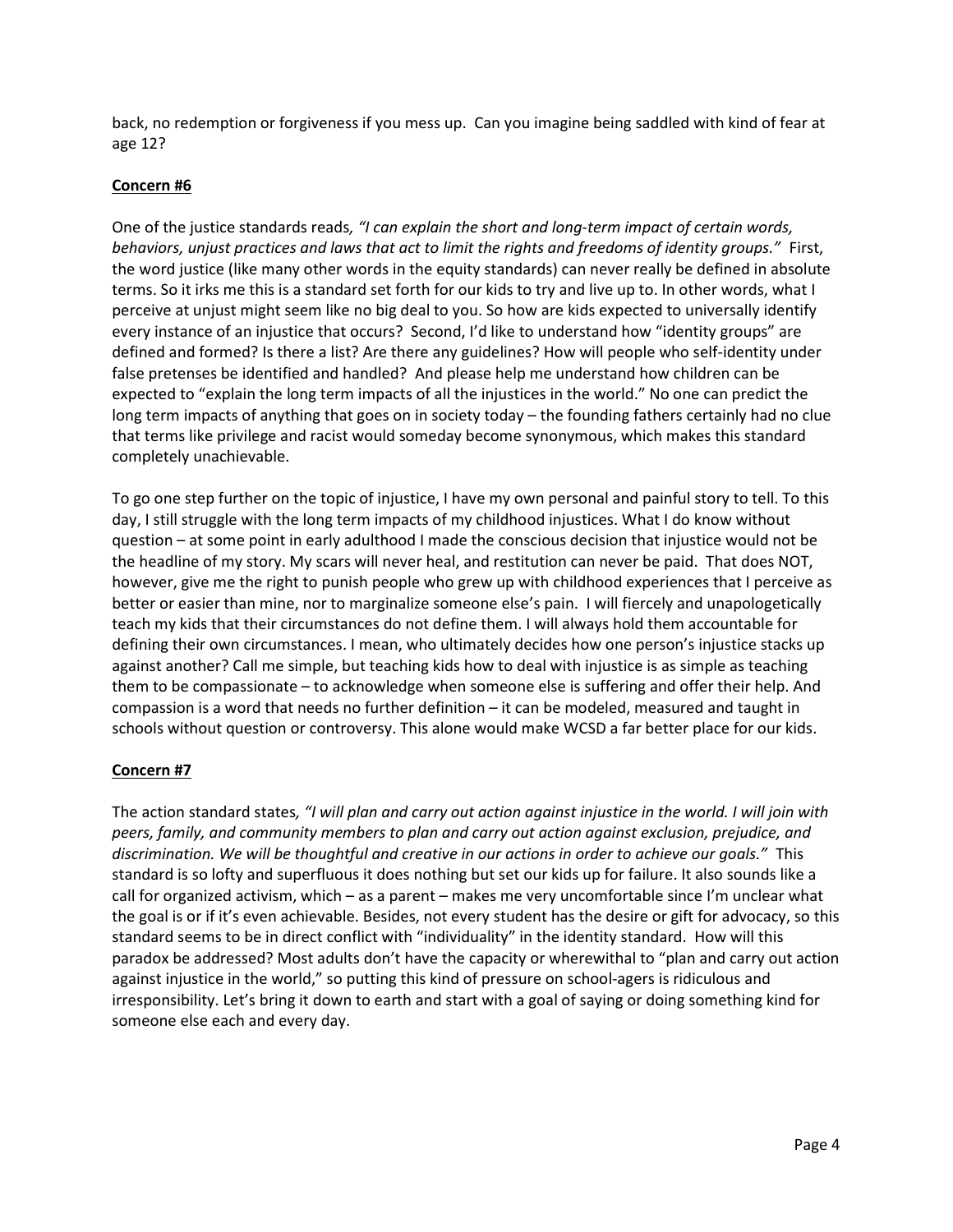back, no redemption or forgiveness if you mess up. Can you imagine being saddled with kind of fear at age 12?

**Concern #6**

One of the justice standards reads, *"I can explain the short and long-term impact of certain words, behaviors, unjust practices and laws that act to limit the rights and freedoms of identity groups."* First, the word justice (like many other words in the equity standards) can never really be defined in absolute terms. So it irks me this is a standard set forth for our kids to try and live up to. In other words, what I perceive at unjust might seem like no big deal to you. So how are kids expected to universally identify every instance of an injustice that occurs? Second, I'd like to understand how "identity groups" are defined and formed? Is there a list? Are there any guidelines? How will people who self-identity under false pretenses be identified and handled? And please help me understand how children can be expected to "explain the long term impacts of all the injustices in the world." No one can predict the long term impacts of anything that goes on in society today – the founding fathers certainly had no clue that terms like privilege and racist would someday become synonymous, which makes this standard completely unachievable.

To go one step further on the topic of injustice, I have my own personal and painful story to tell. To this day, I still struggle with the long term impacts of my childhood injustices. What I do know without question – at some point in early adulthood I made the conscious decision that injustice would not be the headline of my story. My scars will never heal, and restitution can never be paid. That does NOT, however, give me the right to punish people who grew up with childhood experiences that I perceive as better or easier than mine, nor to marginalize someone else's pain. I will fiercely and unapologetically teach my kids that their circumstances do not define them. I will always hold them accountable for defining their own circumstances. I mean, who ultimately decides how one person's injustice stacks up against another? Call me simple, but teaching kids how to deal with injustice is as simple as teaching them to be compassionate – to acknowledge when someone else is suffering and offer their help. And compassion is a word that needs no further definition – it can be modeled, measured and taught in schools without question or controversy. This alone would make WCSD a far better place for our kids.

**Concern #7**

The action standard states, *"I will plan and carry out action against injustice in the world. I will join with peers, family, and community members to plan and carry out action against exclusion, prejudice, and discrimination. We will be thoughtful and creative in our actions in order to achieve our goals."* This standard is so lofty and superfluous it does nothing but set our kids up for failure. It also sounds like a call for organized activism, which – as a parent – makes me very uncomfortable since I'm unclear what the goal is or if it's even achievable. Besides, not every student has the desire or gift for advocacy, so this standard seems to be in direct conflict with "individuality" in the identity standard. How will this paradox be addressed? Most adults don't have the capacity or wherewithal to "plan and carry out action against injustice in the world," so putting this kind of pressure on school-agers is ridiculous and irresponsibility. Let's bring it down to earth and start with a goal of saying or doing something kind for someone else each and every day.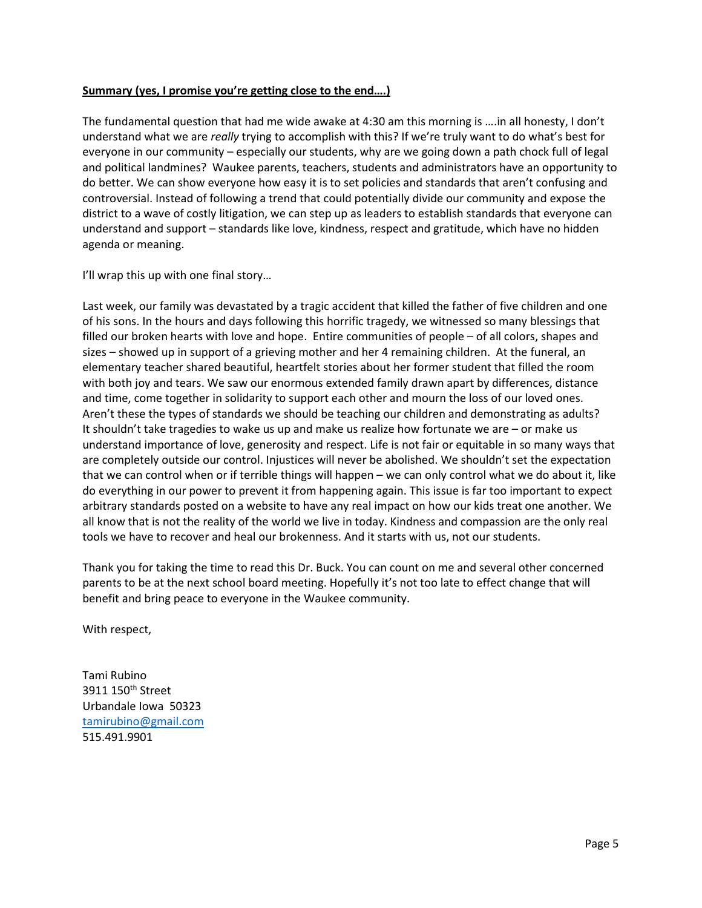**Summary (yes, I promise you're getting close to the end….)**

The fundamental question that had me wide awake at 4:30 am this morning is ….in all honesty, I don't understand what we are *really* trying to accomplish with this? If we're truly want to do what's best for everyone in our community – especially our students, why are we going down a path chock full of legal and political landmines? Waukee parents, teachers, students and administrators have an opportunity to do better. We can show everyone how easy it is to set policies and standards that aren't confusing and controversial. Instead of following a trend that could potentially divide our community and expose the district to a wave of costly litigation, we can step up as leaders to establish standards that everyone can understand and support – standards like love, kindness, respect and gratitude, which have no hidden agenda or meaning.

I'll wrap this up with one final story…

Last week, our family was devastated by a tragic accident that killed the father of five children and one of his sons. In the hours and days following this horrific tragedy, we witnessed so many blessings that filled our broken hearts with love and hope. Entire communities of people – of all colors, shapes and sizes – showed up in support of a grieving mother and her 4 remaining children. At the funeral, an elementary teacher shared beautiful, heartfelt stories about her former student that filled the room with both joy and tears. We saw our enormous extended family drawn apart by differences, distance and time, come together in solidarity to support each other and mourn the loss of our loved ones. Aren't these the types of standards we should be teaching our children and demonstrating as adults? It shouldn't take tragedies to wake us up and make us realize how fortunate we are – or make us understand importance of love, generosity and respect. Life is not fair or equitable in so many ways that are completely outside our control. Injustices will never be abolished. We shouldn't set the expectation that we can control when or if terrible things will happen – we can only control what we do about it, like do everything in our power to prevent it from happening again. This issue is far too important to expect arbitrary standards posted on a website to have any real impact on how our kids treat one another. We all know that is not the reality of the world we live in today. Kindness and compassion are the only real tools we have to recover and heal our brokenness. And it starts with us, not our students.

Thank you for taking the time to read this Dr. Buck. You can count on me and several other concerned parents to be at the next school board meeting. Hopefully it's not too late to effect change that will benefit and bring peace to everyone in the Waukee community.

With respect,

Tami Rubino
3911 150th Street
Urbandale Iowa 50323
tamirubino@gmail.com
515.491.9901